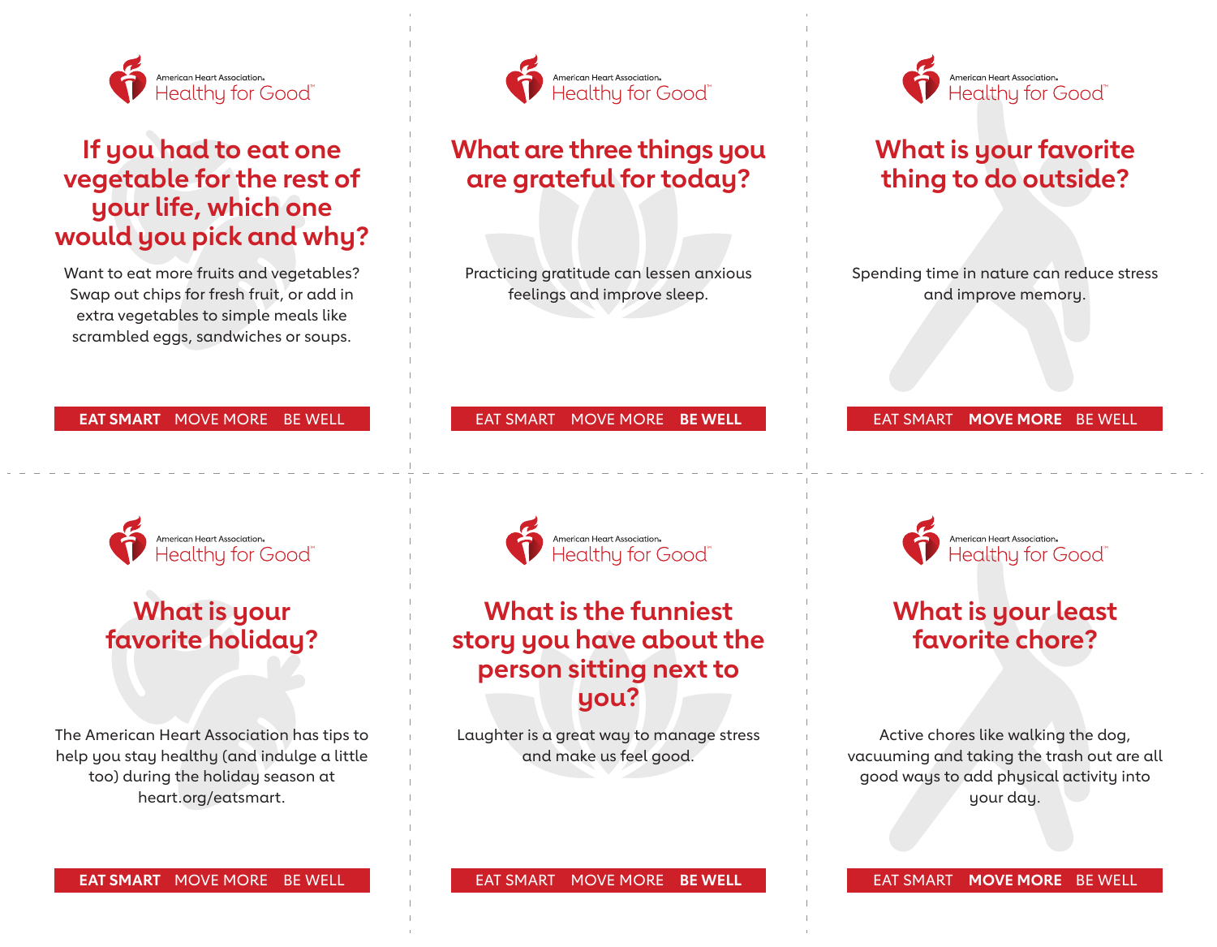American Heart Association. Healthy for Good™

## If you had to eat one vegetable for the rest of your life, which one would you pick and why?

Want to eat more fruits and vegetables? Swap out chips for fresh fruit, or add in extra vegetables to simple meals like scrambled eggs, sandwiches or soups.

**EAT SMART** MOVE MORE BE WELL

---

American Heart Association. Healthy for Good™

## What are three things you are grateful for today?

Practicing gratitude can lessen anxious feelings and improve sleep.

EAT SMART MOVE MORE **BE WELL**

---

American Heart Association. Healthy for Good™

## What is your favorite thing to do outside?

Spending time in nature can reduce stress and improve memory.

EAT SMART **MOVE MORE** BE WELL

---

American Heart Association. Healthy for Good™

## What is your favorite holiday?

The American Heart Association has tips to help you stay healthy (and indulge a little too) during the holiday season at heart.org/eatsmart.

**EAT SMART** MOVE MORE BE WELL

---

American Heart Association. Healthy for Good™

## What is the funniest story you have about the person sitting next to you?

Laughter is a great way to manage stress and make us feel good.

EAT SMART MOVE MORE **BE WELL**

---

American Heart Association. Healthy for Good™

## What is your least favorite chore?

Active chores like walking the dog, vacuuming and taking the trash out are all good ways to add physical activity into your day.

EAT SMART **MOVE MORE** BE WELL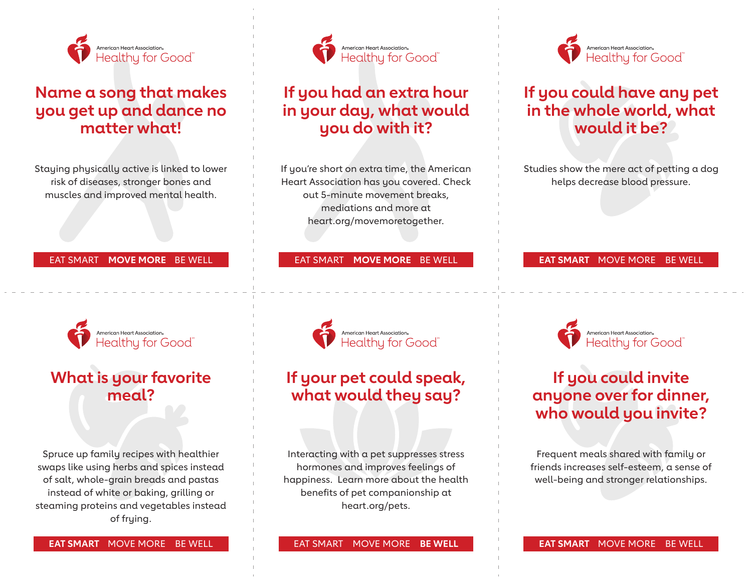American Heart Association. Healthy for Good™

## Name a song that makes you get up and dance no matter what!

Staying physically active is linked to lower risk of diseases, stronger bones and muscles and improved mental health.

EAT SMART **MOVE MORE** BE WELL

American Heart Association. Healthy for Good™

## If you had an extra hour in your day, what would you do with it?

If you're short on extra time, the American Heart Association has you covered. Check out 5-minute movement breaks, mediations and more at heart.org/movemoretogether.

EAT SMART **MOVE MORE** BE WELL

American Heart Association. Healthy for Good™

## If you could have any pet in the whole world, what would it be?

Studies show the mere act of petting a dog helps decrease blood pressure.

**EAT SMART** MOVE MORE BE WELL

American Heart Association. Healthy for Good™

## What is your favorite meal?

Spruce up family recipes with healthier swaps like using herbs and spices instead of salt, whole-grain breads and pastas instead of white or baking, grilling or steaming proteins and vegetables instead of frying.

**EAT SMART** MOVE MORE BE WELL

American Heart Association. Healthy for Good™

## If your pet could speak, what would they say?

Interacting with a pet suppresses stress hormones and improves feelings of happiness. Learn more about the health benefits of pet companionship at heart.org/pets.

EAT SMART MOVE MORE **BE WELL**

American Heart Association. Healthy for Good™

## If you could invite anyone over for dinner, who would you invite?

Frequent meals shared with family or friends increases self-esteem, a sense of well-being and stronger relationships.

**EAT SMART** MOVE MORE BE WELL